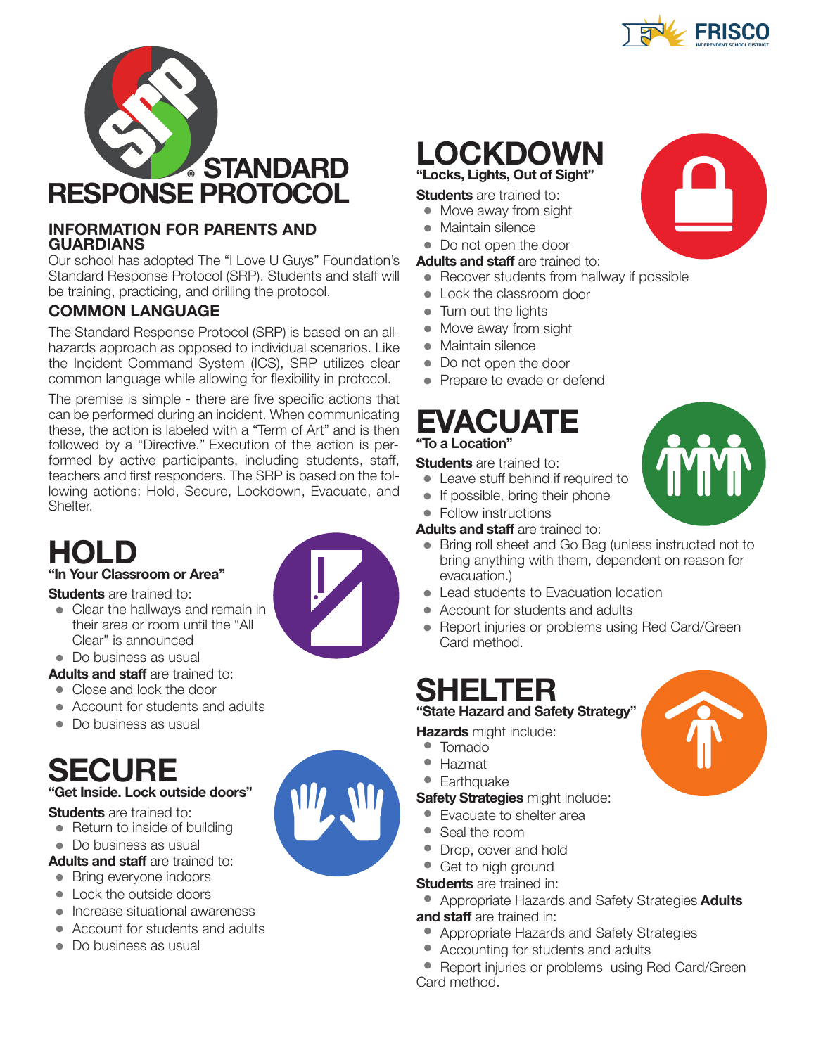# STANDARD RESPONSE PROTOCOL

## INFORMATION FOR PARENTS AND GUARDIANS

Our school has adopted The “I Love U Guys” Foundation’s Standard Response Protocol (SRP). Students and staff will be training, practicing, and drilling the protocol.

## COMMON LANGUAGE

The Standard Response Protocol (SRP) is based on an all-hazards approach as opposed to individual scenarios. Like the Incident Command System (ICS), SRP utilizes clear common language while allowing for flexibility in protocol.

The premise is simple - there are five specific actions that can be performed during an incident. When communicating these, the action is labeled with a “Term of Art” and is then followed by a “Directive.” Execution of the action is performed by active participants, including students, staff, teachers and first responders. The SRP is based on the following actions: Hold, Secure, Lockdown, Evacuate, and Shelter.

## HOLD

**“In Your Classroom or Area”**

**Students** are trained to:

- Clear the hallways and remain in their area or room until the “All Clear” is announced
- Do business as usual

**Adults and staff** are trained to:

- Close and lock the door
- Account for students and adults
- Do business as usual

## SECURE

**“Get Inside. Lock outside doors”**

**Students** are trained to:

- Return to inside of building
- Do business as usual

**Adults and staff** are trained to:

- Bring everyone indoors
- Lock the outside doors
- Increase situational awareness
- Account for students and adults
- Do business as usual

## LOCKDOWN

**“Locks, Lights, Out of Sight”**

**Students** are trained to:

- Move away from sight
- Maintain silence
- Do not open the door

**Adults and staff** are trained to:

- Recover students from hallway if possible
- Lock the classroom door
- Turn out the lights
- Move away from sight
- Maintain silence
- Do not open the door
- Prepare to evade or defend

## EVACUATE

**“To a Location”**

**Students** are trained to:

- Leave stuff behind if required to
- If possible, bring their phone
- Follow instructions

**Adults and staff** are trained to:

- Bring roll sheet and Go Bag (unless instructed not to bring anything with them, dependent on reason for evacuation.)
- Lead students to Evacuation location
- Account for students and adults
- Report injuries or problems using Red Card/Green Card method.

## SHELTER

**“State Hazard and Safety Strategy”**

**Hazards** might include:

- Tornado
- Hazmat
- Earthquake

**Safety Strategies** might include:

- Evacuate to shelter area
- Seal the room
- Drop, cover and hold
- Get to high ground

**Students** are trained in:

- Appropriate Hazards and Safety Strategies

**Adults and staff** are trained in:

- Appropriate Hazards and Safety Strategies
- Accounting for students and adults
- Report injuries or problems using Red Card/Green Card method.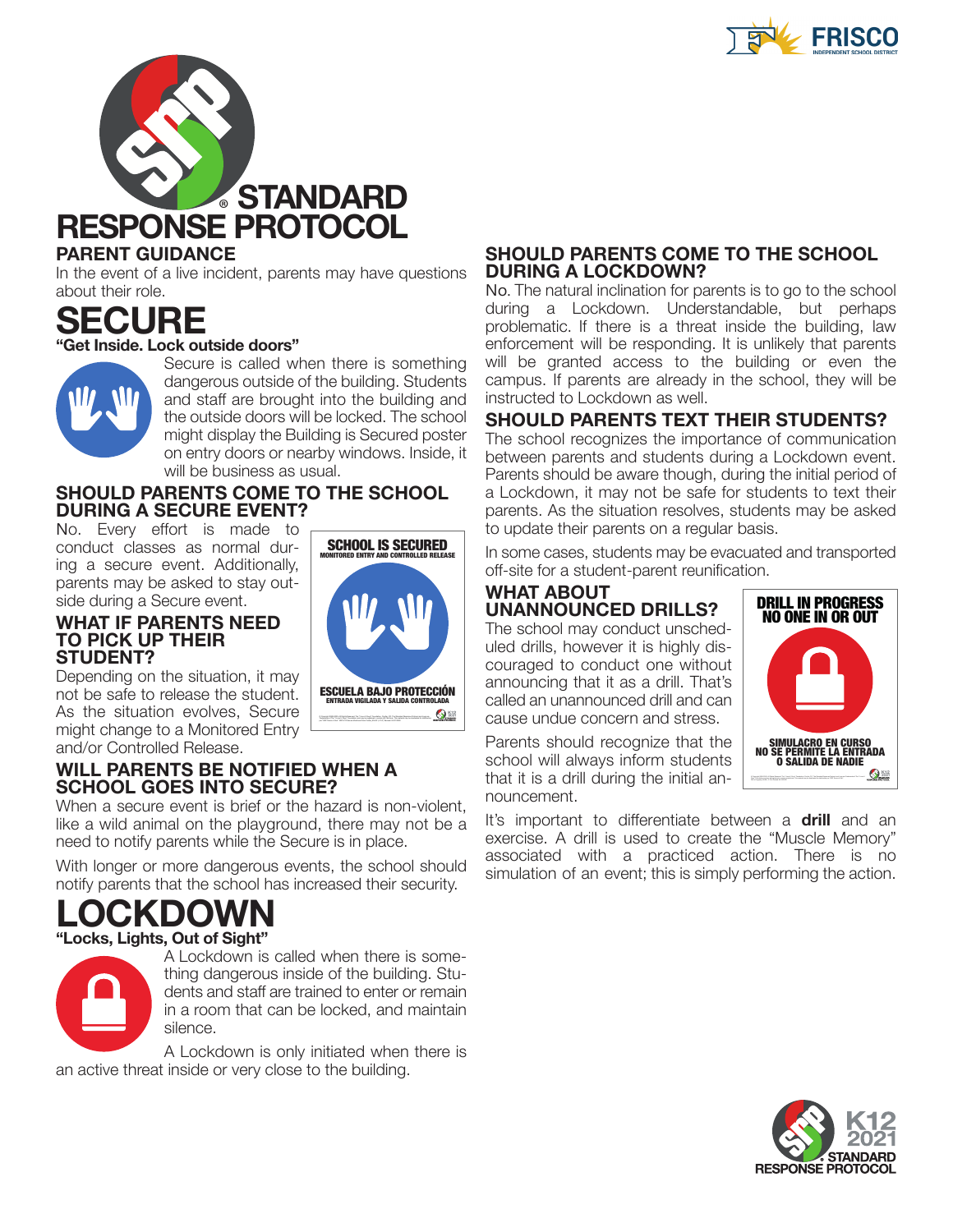# STANDARD RESPONSE PROTOCOL

## PARENT GUIDANCE

In the event of a live incident, parents may have questions about their role.

# SECURE

**"Get Inside. Lock outside doors"**

Secure is called when there is something dangerous outside of the building. Students and staff are brought into the building and the outside doors will be locked. The school might display the Building is Secured poster on entry doors or nearby windows. Inside, it will be business as usual.

### SHOULD PARENTS COME TO THE SCHOOL DURING A SECURE EVENT?

No. Every effort is made to conduct classes as normal during a secure event. Additionally, parents may be asked to stay outside during a Secure event.

SCHOOL IS SECURED
MONITORED ENTRY AND CONTROLLED RELEASE

ESCUELA BAJO PROTECCIÓN
ENTRADA VIGILADA Y SALIDA CONTROLADA

### WHAT IF PARENTS NEED TO PICK UP THEIR STUDENT?

Depending on the situation, it may not be safe to release the student. As the situation evolves, Secure might change to a Monitored Entry and/or Controlled Release.

### WILL PARENTS BE NOTIFIED WHEN A SCHOOL GOES INTO SECURE?

When a secure event is brief or the hazard is non-violent, like a wild animal on the playground, there may not be a need to notify parents while the Secure is in place.

With longer or more dangerous events, the school should notify parents that the school has increased their security.

# LOCKDOWN

**"Locks, Lights, Out of Sight"**

A Lockdown is called when there is something dangerous inside of the building. Students and staff are trained to enter or remain in a room that can be locked, and maintain silence.

A Lockdown is only initiated when there is an active threat inside or very close to the building.

### SHOULD PARENTS COME TO THE SCHOOL DURING A LOCKDOWN?

No. The natural inclination for parents is to go to the school during a Lockdown. Understandable, but perhaps problematic. If there is a threat inside the building, law enforcement will be responding. It is unlikely that parents will be granted access to the building or even the campus. If parents are already in the school, they will be instructed to Lockdown as well.

### SHOULD PARENTS TEXT THEIR STUDENTS?

The school recognizes the importance of communication between parents and students during a Lockdown event. Parents should be aware though, during the initial period of a Lockdown, it may not be safe for students to text their parents. As the situation resolves, students may be asked to update their parents on a regular basis.

In some cases, students may be evacuated and transported off-site for a student-parent reunification.

### WHAT ABOUT UNANNOUNCED DRILLS?

The school may conduct unscheduled drills, however it is highly discouraged to conduct one without announcing that it as a drill. That's called an unannounced drill and can cause undue concern and stress.

DRILL IN PROGRESS
NO ONE IN OR OUT

SIMULACRO EN CURSO
NO SE PERMITE LA ENTRADA
O SALIDA DE NADIE

Parents should recognize that the school will always inform students that it is a drill during the initial announcement.

It's important to differentiate between a **drill** and an exercise. A drill is used to create the "Muscle Memory" associated with a practiced action. There is no simulation of an event; this is simply performing the action.